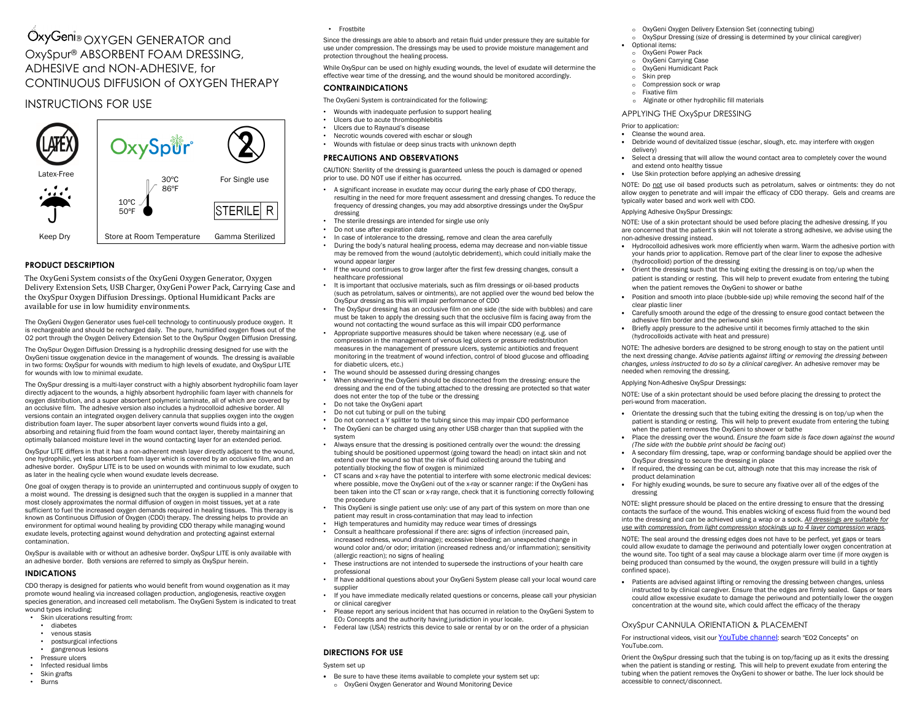# OxyGeni® OXYGEN GENERATOR and OxySpur® ABSORBENT FOAM DRESSING, ADHESIVE and NON-ADHESIVE, for CONTINUOUS DIFFUSION of OXYGEN THERAPY

# INSTRUCTIONS FOR USE

| Latex-Free | | For Single use |
|---|---|---|
| Keep Dry | Store at Room Temperature (10°C 50°F – 30°C 86°F) | Gamma Sterilized (STERILE R) |

## PRODUCT DESCRIPTION

The OxyGeni System consists of the OxyGeni Oxygen Generator, Oxygen Delivery Extension Sets, USB Charger, OxyGeni Power Pack, Carrying Case and the OxySpur Oxygen Diffusion Dressings. Optional Humidicant Packs are available for use in low humidity environments.

The OxyGeni Oxygen Generator uses fuel-cell technology to continuously produce oxygen. It is rechargeable and should be recharged daily. The pure, humidified oxygen flows out of the O2 port through the Oxygen Delivery Extension Set to the OxySpur Oxygen Diffusion Dressing.

The OxySpur Oxygen Diffusion Dressing is a hydrophilic dressing designed for use with the OxyGeni tissue oxygenation device in the management of wounds. The dressing is available in two forms: OxySpur for wounds with medium to high levels of exudate, and OxySpur LITE for wounds with low to minimal exudate.

The OxySpur dressing is a multi-layer construct with a highly absorbent hydrophilic foam layer directly adjacent to the wounds, a highly absorbent hydrophilic foam layer with channels for oxygen distribution, and a super absorbent polymeric laminate, all of which are covered by an occlusive film. The adhesive version also includes a hydrocolloid adhesive border. All versions contain an integrated oxygen delivery cannula that supplies oxygen into the oxygen distribution foam layer. The super absorbent layer converts wound fluids into a gel, absorbing and retaining fluid from the foam wound contact layer, thereby maintaining an optimally balanced moisture level in the wound contacting layer for an extended period.

OxySpur LITE differs in that it has a non-adherent mesh layer directly adjacent to the wound, one hydrophilic, yet less absorbent foam layer which is covered by an occlusive film, and an adhesive border. OxySpur LITE is to be used on wounds with minimal to low exudate, such as later in the healing cycle when wound exudate levels decrease.

One goal of oxygen therapy is to provide an uninterrupted and continuous supply of oxygen to a moist wound. The dressing is designed such that the oxygen is supplied in a manner that most closely approximates the normal diffusion of oxygen in moist tissues, yet at a rate sufficient to fuel the increased oxygen demands required in healing tissues. This therapy is known as Continuous Diffusion of Oxygen (CDO) therapy. The dressing helps to provide an environment for optimal wound healing by providing CDO therapy while managing wound exudate levels, protecting against wound dehydration and protecting against external contamination.

OxySpur is available with or without an adhesive border. OxySpur LITE is only available with an adhesive border. Both versions are referred to simply as OxySpur herein.

## INDICATIONS

CDO therapy is designed for patients who would benefit from wound oxygenation as it may promote wound healing via increased collagen production, angiogenesis, reactive oxygen species generation, and increased cell metabolism. The OxyGeni System is indicated to treat wound types including:

- Skin ulcerations resulting from:
  - diabetes
  - venous stasis
  - postsurgical infections
  - gangrenous lesions
- Pressure ulcers
- Infected residual limbs
- Skin grafts
- Burns
- Frostbite

Since the dressings are able to absorb and retain fluid under pressure they are suitable for use under compression. The dressings may be used to provide moisture management and protection throughout the healing process.

While OxySpur can be used on highly exuding wounds, the level of exudate will determine the effective wear time of the dressing, and the wound should be monitored accordingly.

## CONTRAINDICATIONS

The OxyGeni System is contraindicated for the following:

- Wounds with inadequate perfusion to support healing
- Ulcers due to acute thrombophlebitis
- Ulcers due to Raynaud's disease
- Necrotic wounds covered with eschar or slough
- Wounds with fistulae or deep sinus tracts with unknown depth

## PRECAUTIONS AND OBSERVATIONS

CAUTION: Sterility of the dressing is guaranteed unless the pouch is damaged or opened prior to use. DO NOT use if either has occurred.

- A significant increase in exudate may occur during the early phase of CDO therapy, resulting in the need for more frequent assessment and dressing changes. To reduce the frequency of dressing changes, you may add absorptive dressings under the OxySpur dressing
- The sterile dressings are intended for single use only
- Do not use after expiration date
- In case of intolerance to the dressing, remove and clean the area carefully
- During the body's natural healing process, edema may decrease and non-viable tissue may be removed from the wound (autolytic debridement), which could initially make the wound appear larger
- If the wound continues to grow larger after the first few dressing changes, consult a healthcare professional
- It is important that occlusive materials, such as film dressings or oil-based products (such as petrolatum, salves or ointments), are not applied over the wound bed below the OxySpur dressing as this will impair performance of CDO
- The OxySpur dressing has an occlusive film on one side (the side with bubbles) and care must be taken to apply the dressing such that the occlusive film is facing away from the wound not contacting the wound surface as this will impair CDO performance
- Appropriate supportive measures should be taken where necessary (e.g. use of compression in the management of venous leg ulcers or pressure redistribution measures in the management of pressure ulcers, systemic antibiotics and frequent monitoring in the treatment of wound infection, control of blood glucose and offloading for diabetic ulcers, etc.)
- The wound should be assessed during dressing changes
- When showering the OxyGeni should be disconnected from the dressing: ensure the dressing and the end of the tubing attached to the dressing are protected so that water does not enter the top of the tube or the dressing
- Do not take the OxyGeni apart
- Do not cut tubing or pull on the tubing
- Do not connect a Y splitter to the tubing since this may impair CDO performance
- The OxyGeni can be charged using any other USB charger than that supplied with the system
- Always ensure that the dressing is positioned centrally over the wound: the dressing tubing should be positioned uppermost (going toward the head) on intact skin and not extend over the wound so that the risk of fluid collecting around the tubing and potentially blocking the flow of oxygen is minimized
- CT scans and x-ray have the potential to interfere with some electronic medical devices: where possible, move the OxyGeni out of the x-ray or scanner range: if the OxyGeni has been taken into the CT scan or x-ray range, check that it is functioning correctly following the procedure
- This OxyGeni is single patient use only: use of any part of this system on more than one patient may result in cross-contamination that may lead to infection
- High temperatures and humidity may reduce wear times of dressings
- Consult a healthcare professional if there are: signs of infection (increased pain, increased redness, wound drainage); excessive bleeding; an unexpected change in wound color and/or odor; irritation (increased redness and/or inflammation); sensitivity (allergic reaction); no signs of healing
- These instructions are not intended to supersede the instructions of your health care professional
- If have additional questions about your OxyGeni System please call your local wound care supplier
- If you have immediate medically related questions or concerns, please call your physician or clinical caregiver
- Please report any serious incident that has occurred in relation to the OxyGeni System to $EO_2$ Concepts and the authority having jurisdiction in your locale.
- Federal law (USA) restricts this device to sale or rental by or on the order of a physician

## DIRECTIONS FOR USE

System set up

- Be sure to have these items available to complete your system set up:
  - OxyGeni Oxygen Generator and Wound Monitoring Device
  - OxyGeni Oxygen Delivery Extension Set (connecting tubing)
  - OxySpur Dressing (size of dressing is determined by your clinical caregiver)
- Optional items:
  - OxyGeni Power Pack
  - OxyGeni Carrying Case
  - OxyGeni Humidicant Pack
  - Skin prep
  - Compression sock or wrap
  - Fixative film
  - Alginate or other hydrophilic fill materials

### APPLYING THE OxySpur DRESSING

Prior to application:

- Cleanse the wound area.
- Debride wound of devitalized tissue (eschar, slough, etc. may interfere with oxygen delivery)
- Select a dressing that will allow the wound contact area to completely cover the wound and extend onto healthy tissue
- Use Skin protection before applying an adhesive dressing

NOTE: Do not use oil based products such as petrolatum, salves or ointments: they do not allow oxygen to penetrate and will impair the efficacy of CDO therapy. Gels and creams are typically water based and work well with CDO.

Applying Adhesive OxySpur Dressings:

NOTE: Use of a skin protectant should be used before placing the adhesive dressing. If you are concerned that the patient's skin will not tolerate a strong adhesive, we advise using the non-adhesive dressing instead.

- Hydrocolloid adhesives work more efficiently when warm. Warm the adhesive portion with your hands prior to application. Remove part of the clear liner to expose the adhesive (hydrocolloid) portion of the dressing
- Orient the dressing such that the tubing exiting the dressing is on top/up when the patient is standing or resting. This will help to prevent exudate from entering the tubing when the patient removes the OxyGeni to shower or bathe
- Position and smooth into place (bubble-side up) while removing the second half of the clear plastic liner
- Carefully smooth around the edge of the dressing to ensure good contact between the adhesive film border and the periwound skin
- Briefly apply pressure to the adhesive until it becomes firmly attached to the skin (hydrocolloids activate with heat and pressure)

NOTE: The adhesive borders are designed to be strong enough to stay on the patient until the next dressing change. *Advise patients against lifting or removing the dressing between changes, unless instructed to do so by a clinical caregiver.* An adhesive remover may be needed when removing the dressing.

Applying Non-Adhesive OxySpur Dressings:

NOTE: Use of a skin protectant should be used before placing the dressing to protect the peri-wound from maceration.

- Orientate the dressing such that the tubing exiting the dressing is on top/up when the patient is standing or resting. This will help to prevent exudate from entering the tubing when the patient removes the OxyGeni to shower or bathe
- Place the dressing over the wound. *Ensure the foam side is face down against the wound (The side with the bubble print should be facing out)*
- A secondary film dressing, tape, wrap or conforming bandage should be applied over the OxySpur dressing to secure the dressing in place
- If required, the dressing can be cut, although note that this may increase the risk of product delamination
- For highly exuding wounds, be sure to secure any fixative over all of the edges of the dressing

NOTE: slight pressure should be placed on the entire dressing to ensure that the dressing contacts the surface of the wound. This enables wicking of excess fluid from the wound bed into the dressing and can be achieved using a wrap or a sock. *All dressings are suitable for use with compression, from light compression stockings up to 4 layer compression wraps.*

NOTE: The seal around the dressing edges does not have to be perfect, yet gaps or tears could allow exudate to damage the periwound and potentially lower oxygen concentration at the wound site. Too tight of a seal may cause a blockage alarm over time (if more oxygen is being produced than consumed by the wound, the oxygen pressure will build in a tightly confined space).

- Patients are advised against lifting or removing the dressing between changes, unless instructed to by clinical caregiver. Ensure that the edges are firmly sealed. Gaps or tears could allow excessive exudate to damage the periwound and potentially lower the oxygen concentration at the wound site, which could affect the efficacy of the therapy

### OxySpur CANNULA ORIENTATION & PLACEMENT

For instructional videos, visit our YouTube channel: search "EO2 Concepts" on YouTube.com.

Orient the OxySpur dressing such that the tubing is on top/facing up as it exits the dressing when the patient is standing or resting. This will help to prevent exudate from entering the tubing when the patient removes the OxyGeni to shower or bathe. The luer lock should be accessible to connect/disconnect.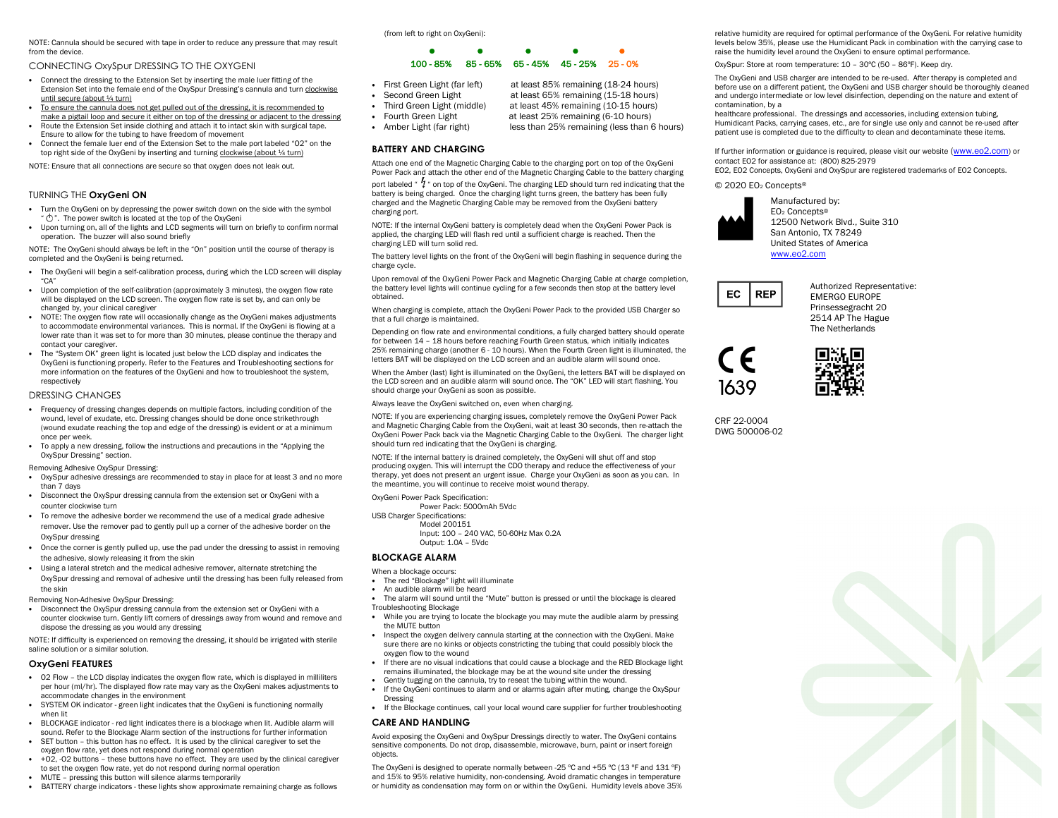NOTE: Cannula should be secured with tape in order to reduce any pressure that may result from the device.

## CONNECTING OxySpur DRESSING TO THE OXYGENI

- Connect the dressing to the Extension Set by inserting the male luer fitting of the Extension Set into the female end of the OxySpur Dressing's cannula and turn clockwise until secure (about ¼ turn)
- To ensure the cannula does not get pulled out of the dressing, it is recommended to make a pigtail loop and secure it either on top of the dressing or adjacent to the dressing
- Route the Extension Set inside clothing and attach it to intact skin with surgical tape. Ensure to allow for the tubing to have freedom of movement
- Connect the female luer end of the Extension Set to the male port labeled "O2" on the top right side of the OxyGeni by inserting and turning clockwise (about ¼ turn)

NOTE: Ensure that all connections are secure so that oxygen does not leak out.

## TURNING THE **OxyGeni ON**

- Turn the OxyGeni on by depressing the power switch down on the side with the symbol " ⏻ ". The power switch is located at the top of the OxyGeni
- Upon turning on, all of the lights and LCD segments will turn on briefly to confirm normal operation. The buzzer will also sound briefly

NOTE: The OxyGeni should always be left in the "On" position until the course of therapy is completed and the OxyGeni is being returned.

- The OxyGeni will begin a self-calibration process, during which the LCD screen will display "CA"
- Upon completion of the self-calibration (approximately 3 minutes), the oxygen flow rate will be displayed on the LCD screen. The oxygen flow rate is set by, and can only be changed by, your clinical caregiver
- NOTE: The oxygen flow rate will occasionally change as the OxyGeni makes adjustments to accommodate environmental variances. This is normal. If the OxyGeni is flowing at a lower rate than it was set to for more than 30 minutes, please continue the therapy and contact your caregiver.
- The "System OK" green light is located just below the LCD display and indicates the OxyGeni is functioning properly. Refer to the Features and Troubleshooting sections for more information on the features of the OxyGeni and how to troubleshoot the system, respectively

## DRESSING CHANGES

- Frequency of dressing changes depends on multiple factors, including condition of the wound, level of exudate, etc. Dressing changes should be done once strikethrough (wound exudate reaching the top and edge of the dressing) is evident or at a minimum once per week.
- To apply a new dressing, follow the instructions and precautions in the "Applying the OxySpur Dressing" section.

Removing Adhesive OxySpur Dressing:

- OxySpur adhesive dressings are recommended to stay in place for at least 3 and no more than 7 days
- Disconnect the OxySpur dressing cannula from the extension set or OxyGeni with a counter clockwise turn
- To remove the adhesive border we recommend the use of a medical grade adhesive remover. Use the remover pad to gently pull up a corner of the adhesive border on the OxySpur dressing
- Once the corner is gently pulled up, use the pad under the dressing to assist in removing the adhesive, slowly releasing it from the skin
- Using a lateral stretch and the medical adhesive remover, alternate stretching the OxySpur dressing and removal of adhesive until the dressing has been fully released from the skin

Removing Non-Adhesive OxySpur Dressing:

- Disconnect the OxySpur dressing cannula from the extension set or OxyGeni with a counter clockwise turn. Gently lift corners of dressings away from wound and remove and dispose the dressing as you would any dressing

NOTE: If difficulty is experienced on removing the dressing, it should be irrigated with sterile saline solution or a similar solution.

## OxyGeni FEATURES

- O2 Flow – the LCD display indicates the oxygen flow rate, which is displayed in milliliters per hour (ml/hr). The displayed flow rate may vary as the OxyGeni makes adjustments to accommodate changes in the environment
- SYSTEM OK indicator - green light indicates that the OxyGeni is functioning normally when lit
- BLOCKAGE indicator - red light indicates there is a blockage when lit. Audible alarm will sound. Refer to the Blockage Alarm section of the instructions for further information
- SET button – this button has no effect. It is used by the clinical caregiver to set the oxygen flow rate, yet does not respond during normal operation
- +O2, -O2 buttons – these buttons have no effect. They are used by the clinical caregiver to set the oxygen flow rate, yet do not respond during normal operation
- MUTE – pressing this button will silence alarms temporarily
- BATTERY charge indicators - these lights show approximate remaining charge as follows (from left to right on OxyGeni):

100 - 85% | 85 - 65% | 65 - 45% | 45 - 25% | 25 - 0%

- First Green Light (far left) — at least 85% remaining (18-24 hours)
- Second Green Light — at least 65% remaining (15-18 hours)
- Third Green Light (middle) — at least 45% remaining (10-15 hours)
- Fourth Green Light — at least 25% remaining (6-10 hours)
- Amber Light (far right) — less than 25% remaining (less than 6 hours)

## BATTERY AND CHARGING

Attach one end of the Magnetic Charging Cable to the charging port on top of the OxyGeni Power Pack and attach the other end of the Magnetic Charging Cable to the battery charging port labeled " ϟ " on top of the OxyGeni. The charging LED should turn red indicating that the battery is being charged. Once the charging light turns green, the battery has been fully charged and the Magnetic Charging Cable may be removed from the OxyGeni battery charging port.

NOTE: If the internal OxyGeni battery is completely dead when the OxyGeni Power Pack is applied, the charging LED will flash red until a sufficient charge is reached. Then the charging LED will turn solid red.

The battery level lights on the front of the OxyGeni will begin flashing in sequence during the charge cycle.

Upon removal of the OxyGeni Power Pack and Magnetic Charging Cable at charge completion, the battery level lights will continue cycling for a few seconds then stop at the battery level obtained.

When charging is complete, attach the OxyGeni Power Pack to the provided USB Charger so that a full charge is maintained.

Depending on flow rate and environmental conditions, a fully charged battery should operate for between 14 – 18 hours before reaching Fourth Green status, which initially indicates 25% remaining charge (another 6 - 10 hours). When the Fourth Green light is illuminated, the letters BAT will be displayed on the LCD screen and an audible alarm will sound once.

When the Amber (last) light is illuminated on the OxyGeni, the letters BAT will be displayed on the LCD screen and an audible alarm will sound once. The "OK" LED will start flashing. You should charge your OxyGeni as soon as possible.

Always leave the OxyGeni switched on, even when charging.

NOTE: If you are experiencing charging issues, completely remove the OxyGeni Power Pack and Magnetic Charging Cable from the OxyGeni, wait at least 30 seconds, then re-attach the OxyGeni Power Pack back via the Magnetic Charging Cable to the OxyGeni. The charger light should turn red indicating that the OxyGeni is charging.

NOTE: If the internal battery is drained completely, the OxyGeni will shut off and stop producing oxygen. This will interrupt the CDO therapy and reduce the effectiveness of your therapy, yet does not present an urgent issue. Charge your OxyGeni as soon as you can. In the meantime, you will continue to receive moist wound therapy.

OxyGeni Power Pack Specification:
Power Pack: 5000mAh 5Vdc

USB Charger Specifications:
Model 200151
Input: 100 – 240 VAC, 50-60Hz Max 0.2A
Output: 1.0A – 5Vdc

## BLOCKAGE ALARM

When a blockage occurs:

- The red "Blockage" light will illuminate
- An audible alarm will be heard
- The alarm will sound until the "Mute" button is pressed or until the blockage is cleared

Troubleshooting Blockage

- While you are trying to locate the blockage you may mute the audible alarm by pressing the MUTE button
- Inspect the oxygen delivery cannula starting at the connection with the OxyGeni. Make sure there are no kinks or objects constricting the tubing that could possibly block the oxygen flow to the wound
- If there are no visual indications that could cause a blockage and the RED Blockage light remains illuminated, the blockage may be at the wound site under the dressing
- Gently tugging on the cannula, try to reseat the tubing within the wound.
- If the OxyGeni continues to alarm and or alarms again after muting, change the OxySpur Dressing
- If the Blockage continues, call your local wound care supplier for further troubleshooting

## CARE AND HANDLING

Avoid exposing the OxyGeni and OxySpur Dressings directly to water. The OxyGeni contains sensitive components. Do not drop, disassemble, microwave, burn, paint or insert foreign objects.

The OxyGeni is designed to operate normally between -25 °C and +55 °C (13 °F and 131 °F) and 15% to 95% relative humidity, non-condensing. Avoid dramatic changes in temperature or humidity as condensation may form on or within the OxyGeni. Humidity levels above 35% relative humidity are required for optimal performance of the OxyGeni. For relative humidity levels below 35%, please use the Humidicant Pack in combination with the carrying case to raise the humidity level around the OxyGeni to ensure optimal performance.

OxySpur: Store at room temperature: 10 – 30ºC (50 – 86ºF). Keep dry.

The OxyGeni and USB charger are intended to be re-used. After therapy is completed and before use on a different patient, the OxyGeni and USB charger should be thoroughly cleaned and undergo intermediate or low level disinfection, depending on the nature and extent of contamination, by a
healthcare professional. The dressings and accessories, including extension tubing, Humidicant Packs, carrying cases, etc., are for single use only and cannot be re-used after patient use is completed due to the difficulty to clean and decontaminate these items.

If further information or guidance is required, please visit our website (www.eo2.com) or contact EO2 for assistance at: (800) 825-2979
EO2, EO2 Concepts, OxyGeni and OxySpur are registered trademarks of EO2 Concepts.

© 2020 $EO_2$ Concepts®

Manufactured by:
$EO_2$ Concepts®
12500 Network Blvd., Suite 310
San Antonio, TX 78249
United States of America
www.eo2.com

EC REP

Authorized Representative:
EMERGO EUROPE
Prinsessegracht 20
2514 AP The Hague
The Netherlands

CE 1639

CRF 22-0004
DWG 500006-02